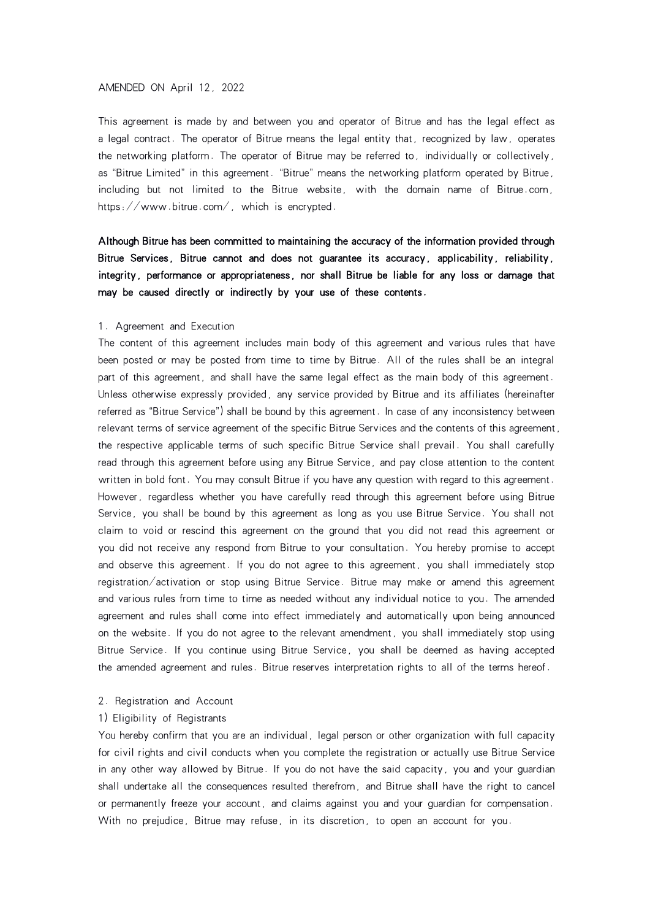AMENDED ON April 12, 2022

This agreement is made by and between you and operator of Bitrue and has the legal effect as a legal contract. The operator of Bitrue means the legal entity that, recognized by law, operates the networking platform. The operator of Bitrue may be referred to, individually or collectively, as "Bitrue Limited" in this agreement. "Bitrue" means the networking platform operated by Bitrue, including but not limited to the Bitrue website, with the domain name of Bitrue.com, https://www.bitrue.com/, which is encrypted.

**Although Bitrue has been committed to maintaining the accuracy of the information provided through Bitrue Services, Bitrue cannot and does not guarantee its accuracy, applicability, reliability, integrity, performance or appropriateness, nor shall Bitrue be liable for any loss or damage that may be caused directly or indirectly by your use of these contents.**

1. Agreement and Execution

The content of this agreement includes main body of this agreement and various rules that have been posted or may be posted from time to time by Bitrue. All of the rules shall be an integral part of this agreement, and shall have the same legal effect as the main body of this agreement. Unless otherwise expressly provided, any service provided by Bitrue and its affiliates (hereinafter referred as "Bitrue Service") shall be bound by this agreement. In case of any inconsistency between relevant terms of service agreement of the specific Bitrue Services and the contents of this agreement, the respective applicable terms of such specific Bitrue Service shall prevail. You shall carefully read through this agreement before using any Bitrue Service, and pay close attention to the content written in bold font. You may consult Bitrue if you have any question with regard to this agreement. However, regardless whether you have carefully read through this agreement before using Bitrue Service, you shall be bound by this agreement as long as you use Bitrue Service. You shall not claim to void or rescind this agreement on the ground that you did not read this agreement or you did not receive any respond from Bitrue to your consultation. You hereby promise to accept and observe this agreement. If you do not agree to this agreement, you shall immediately stop registration/activation or stop using Bitrue Service. Bitrue may make or amend this agreement and various rules from time to time as needed without any individual notice to you. The amended agreement and rules shall come into effect immediately and automatically upon being announced on the website. If you do not agree to the relevant amendment, you shall immediately stop using Bitrue Service. If you continue using Bitrue Service, you shall be deemed as having accepted the amended agreement and rules. Bitrue reserves interpretation rights to all of the terms hereof.

2. Registration and Account

1) Eligibility of Registrants

You hereby confirm that you are an individual, legal person or other organization with full capacity for civil rights and civil conducts when you complete the registration or actually use Bitrue Service in any other way allowed by Bitrue. If you do not have the said capacity, you and your guardian shall undertake all the consequences resulted therefrom, and Bitrue shall have the right to cancel or permanently freeze your account, and claims against you and your guardian for compensation. With no prejudice, Bitrue may refuse, in its discretion, to open an account for you.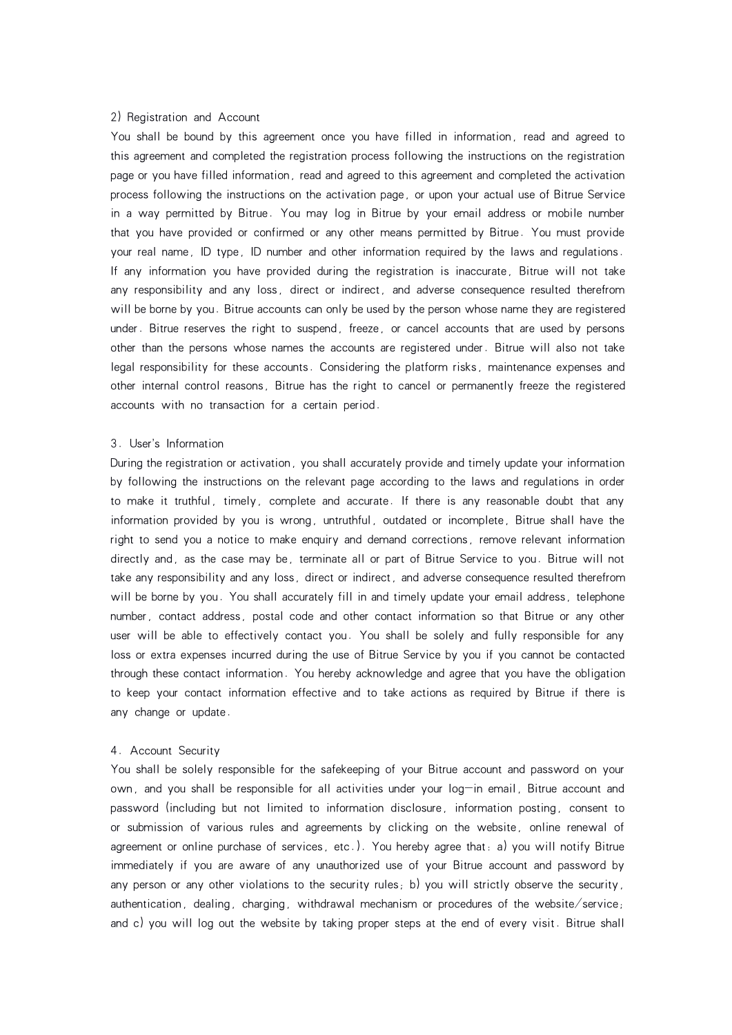2) Registration and Account

You shall be bound by this agreement once you have filled in information, read and agreed to this agreement and completed the registration process following the instructions on the registration page or you have filled information, read and agreed to this agreement and completed the activation process following the instructions on the activation page, or upon your actual use of Bitrue Service in a way permitted by Bitrue. You may log in Bitrue by your email address or mobile number that you have provided or confirmed or any other means permitted by Bitrue. You must provide your real name, ID type, ID number and other information required by the laws and regulations. If any information you have provided during the registration is inaccurate, Bitrue will not take any responsibility and any loss, direct or indirect, and adverse consequence resulted therefrom will be borne by you. Bitrue accounts can only be used by the person whose name they are registered under. Bitrue reserves the right to suspend, freeze, or cancel accounts that are used by persons other than the persons whose names the accounts are registered under. Bitrue will also not take legal responsibility for these accounts. Considering the platform risks, maintenance expenses and other internal control reasons, Bitrue has the right to cancel or permanently freeze the registered accounts with no transaction for a certain period.

3. User's Information

During the registration or activation, you shall accurately provide and timely update your information by following the instructions on the relevant page according to the laws and regulations in order to make it truthful, timely, complete and accurate. If there is any reasonable doubt that any information provided by you is wrong, untruthful, outdated or incomplete, Bitrue shall have the right to send you a notice to make enquiry and demand corrections, remove relevant information directly and, as the case may be, terminate all or part of Bitrue Service to you. Bitrue will not take any responsibility and any loss, direct or indirect, and adverse consequence resulted therefrom will be borne by you. You shall accurately fill in and timely update your email address, telephone number, contact address, postal code and other contact information so that Bitrue or any other user will be able to effectively contact you. You shall be solely and fully responsible for any loss or extra expenses incurred during the use of Bitrue Service by you if you cannot be contacted through these contact information. You hereby acknowledge and agree that you have the obligation to keep your contact information effective and to take actions as required by Bitrue if there is any change or update.

4. Account Security

You shall be solely responsible for the safekeeping of your Bitrue account and password on your own, and you shall be responsible for all activities under your log-in email, Bitrue account and password (including but not limited to information disclosure, information posting, consent to or submission of various rules and agreements by clicking on the website, online renewal of agreement or online purchase of services, etc.). You hereby agree that: a) you will notify Bitrue immediately if you are aware of any unauthorized use of your Bitrue account and password by any person or any other violations to the security rules; b) you will strictly observe the security, authentication, dealing, charging, withdrawal mechanism or procedures of the website/service; and c) you will log out the website by taking proper steps at the end of every visit. Bitrue shall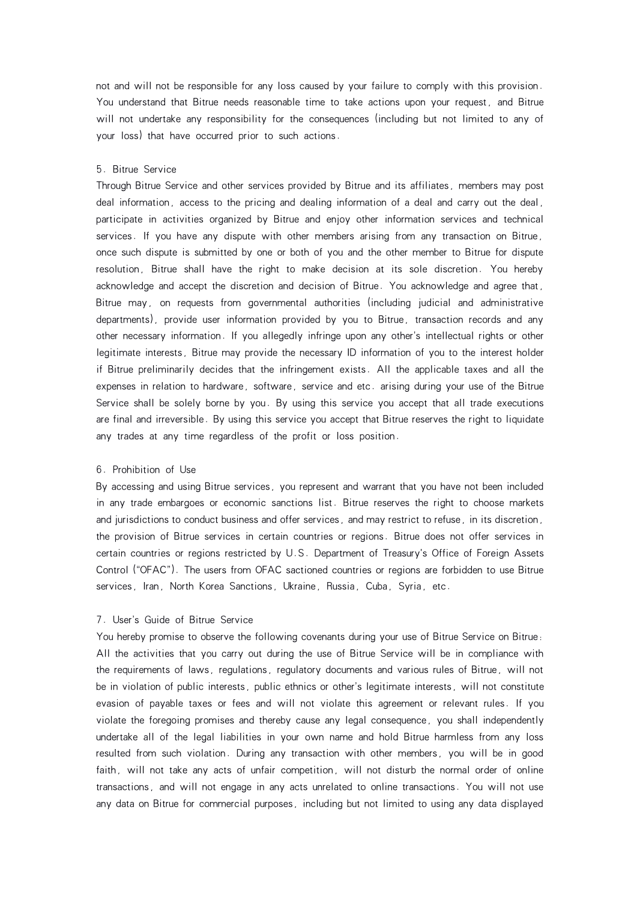not and will not be responsible for any loss caused by your failure to comply with this provision. You understand that Bitrue needs reasonable time to take actions upon your request, and Bitrue will not undertake any responsibility for the consequences (including but not limited to any of your loss) that have occurred prior to such actions.

5. Bitrue Service

Through Bitrue Service and other services provided by Bitrue and its affiliates, members may post deal information, access to the pricing and dealing information of a deal and carry out the deal, participate in activities organized by Bitrue and enjoy other information services and technical services. If you have any dispute with other members arising from any transaction on Bitrue, once such dispute is submitted by one or both of you and the other member to Bitrue for dispute resolution, Bitrue shall have the right to make decision at its sole discretion. You hereby acknowledge and accept the discretion and decision of Bitrue. You acknowledge and agree that, Bitrue may, on requests from governmental authorities (including judicial and administrative departments), provide user information provided by you to Bitrue, transaction records and any other necessary information. If you allegedly infringe upon any other's intellectual rights or other legitimate interests, Bitrue may provide the necessary ID information of you to the interest holder if Bitrue preliminarily decides that the infringement exists. All the applicable taxes and all the expenses in relation to hardware, software, service and etc. arising during your use of the Bitrue Service shall be solely borne by you. By using this service you accept that all trade executions are final and irreversible. By using this service you accept that Bitrue reserves the right to liquidate any trades at any time regardless of the profit or loss position.

6. Prohibition of Use

By accessing and using Bitrue services, you represent and warrant that you have not been included in any trade embargoes or economic sanctions list. Bitrue reserves the right to choose markets and jurisdictions to conduct business and offer services, and may restrict to refuse, in its discretion, the provision of Bitrue services in certain countries or regions. Bitrue does not offer services in certain countries or regions restricted by U.S. Department of Treasury's Office of Foreign Assets Control ("OFAC"). The users from OFAC sactioned countries or regions are forbidden to use Bitrue services, Iran, North Korea Sanctions, Ukraine, Russia, Cuba, Syria, etc.

7. User's Guide of Bitrue Service

You hereby promise to observe the following covenants during your use of Bitrue Service on Bitrue: All the activities that you carry out during the use of Bitrue Service will be in compliance with the requirements of laws, regulations, regulatory documents and various rules of Bitrue, will not be in violation of public interests, public ethnics or other's legitimate interests, will not constitute evasion of payable taxes or fees and will not violate this agreement or relevant rules. If you violate the foregoing promises and thereby cause any legal consequence, you shall independently undertake all of the legal liabilities in your own name and hold Bitrue harmless from any loss resulted from such violation. During any transaction with other members, you will be in good faith, will not take any acts of unfair competition, will not disturb the normal order of online transactions, and will not engage in any acts unrelated to online transactions. You will not use any data on Bitrue for commercial purposes, including but not limited to using any data displayed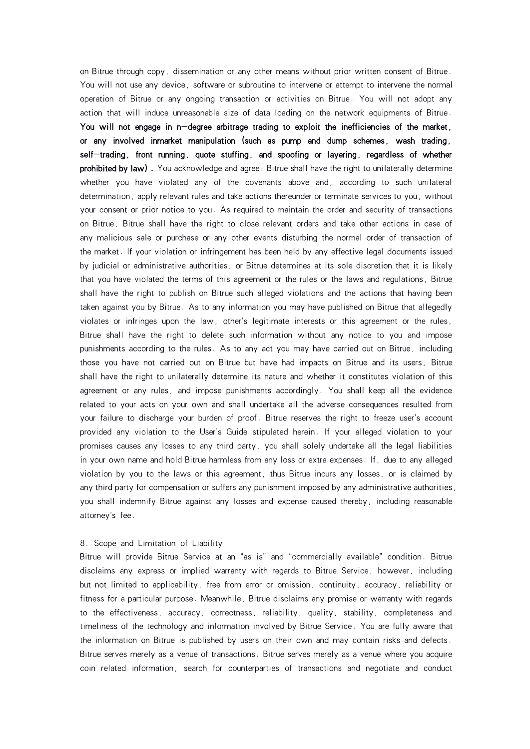on Bitrue through copy, dissemination or any other means without prior written consent of Bitrue. You will not use any device, software or subroutine to intervene or attempt to intervene the normal operation of Bitrue or any ongoing transaction or activities on Bitrue. You will not adopt any action that will induce unreasonable size of data loading on the network equipments of Bitrue. **You will not engage in n-degree arbitrage trading to exploit the inefficiencies of the market, or any involved inmarket manipulation (such as pump and dump schemes, wash trading, self-trading, front running, quote stuffing, and spoofing or layering, regardless of whether prohibited by law).** You acknowledge and agree: Bitrue shall have the right to unilaterally determine whether you have violated any of the covenants above and, according to such unilateral determination, apply relevant rules and take actions thereunder or terminate services to you, without your consent or prior notice to you. As required to maintain the order and security of transactions on Bitrue, Bitrue shall have the right to close relevant orders and take other actions in case of any malicious sale or purchase or any other events disturbing the normal order of transaction of the market. If your violation or infringement has been held by any effective legal documents issued by judicial or administrative authorities, or Bitrue determines at its sole discretion that it is likely that you have violated the terms of this agreement or the rules or the laws and regulations, Bitrue shall have the right to publish on Bitrue such alleged violations and the actions that having been taken against you by Bitrue. As to any information you may have published on Bitrue that allegedly violates or infringes upon the law, other's legitimate interests or this agreement or the rules, Bitrue shall have the right to delete such information without any notice to you and impose punishments according to the rules. As to any act you may have carried out on Bitrue, including those you have not carried out on Bitrue but have had impacts on Bitrue and its users, Bitrue shall have the right to unilaterally determine its nature and whether it constitutes violation of this agreement or any rules, and impose punishments accordingly. You shall keep all the evidence related to your acts on your own and shall undertake all the adverse consequences resulted from your failure to discharge your burden of proof. Bitrue reserves the right to freeze user's account provided any violation to the User's Guide stipulated herein. If your alleged violation to your promises causes any losses to any third party, you shall solely undertake all the legal liabilities in your own name and hold Bitrue harmless from any loss or extra expenses. If, due to any alleged violation by you to the laws or this agreement, thus Bitrue incurs any losses, or is claimed by any third party for compensation or suffers any punishment imposed by any administrative authorities, you shall indemnify Bitrue against any losses and expense caused thereby, including reasonable attorney's fee.

## 8. Scope and Limitation of Liability

Bitrue will provide Bitrue Service at an "as is" and "commercially available" condition. Bitrue disclaims any express or implied warranty with regards to Bitrue Service, however, including but not limited to applicability, free from error or omission, continuity, accuracy, reliability or fitness for a particular purpose. Meanwhile, Bitrue disclaims any promise or warranty with regards to the effectiveness, accuracy, correctness, reliability, quality, stability, completeness and timeliness of the technology and information involved by Bitrue Service. You are fully aware that the information on Bitrue is published by users on their own and may contain risks and defects. Bitrue serves merely as a venue of transactions. Bitrue serves merely as a venue where you acquire coin related information, search for counterparties of transactions and negotiate and conduct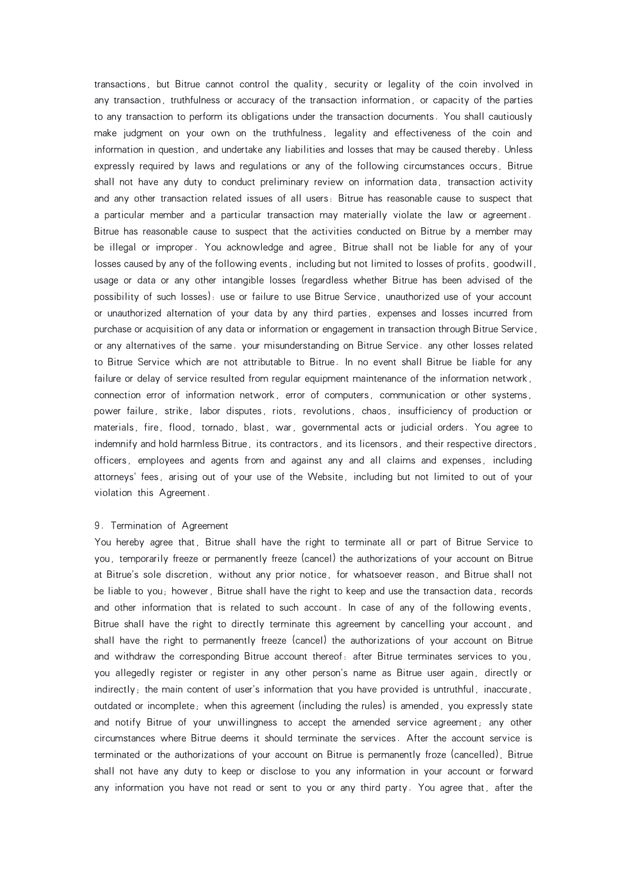transactions, but Bitrue cannot control the quality, security or legality of the coin involved in any transaction, truthfulness or accuracy of the transaction information, or capacity of the parties to any transaction to perform its obligations under the transaction documents. You shall cautiously make judgment on your own on the truthfulness, legality and effectiveness of the coin and information in question, and undertake any liabilities and losses that may be caused thereby. Unless expressly required by laws and regulations or any of the following circumstances occurs, Bitrue shall not have any duty to conduct preliminary review on information data, transaction activity and any other transaction related issues of all users: Bitrue has reasonable cause to suspect that a particular member and a particular transaction may materially violate the law or agreement. Bitrue has reasonable cause to suspect that the activities conducted on Bitrue by a member may be illegal or improper. You acknowledge and agree, Bitrue shall not be liable for any of your losses caused by any of the following events, including but not limited to losses of profits, goodwill, usage or data or any other intangible losses (regardless whether Bitrue has been advised of the possibility of such losses): use or failure to use Bitrue Service, unauthorized use of your account or unauthorized alternation of your data by any third parties, expenses and losses incurred from purchase or acquisition of any data or information or engagement in transaction through Bitrue Service, or any alternatives of the same. your misunderstanding on Bitrue Service. any other losses related to Bitrue Service which are not attributable to Bitrue. In no event shall Bitrue be liable for any failure or delay of service resulted from regular equipment maintenance of the information network, connection error of information network, error of computers, communication or other systems, power failure, strike, labor disputes, riots, revolutions, chaos, insufficiency of production or materials, fire, flood, tornado, blast, war, governmental acts or judicial orders. You agree to indemnify and hold harmless Bitrue, its contractors, and its licensors, and their respective directors, officers, employees and agents from and against any and all claims and expenses, including attorneys' fees, arising out of your use of the Website, including but not limited to out of your violation this Agreement.

9. Termination of Agreement

You hereby agree that, Bitrue shall have the right to terminate all or part of Bitrue Service to you, temporarily freeze or permanently freeze (cancel) the authorizations of your account on Bitrue at Bitrue's sole discretion, without any prior notice, for whatsoever reason, and Bitrue shall not be liable to you; however, Bitrue shall have the right to keep and use the transaction data, records and other information that is related to such account. In case of any of the following events, Bitrue shall have the right to directly terminate this agreement by cancelling your account, and shall have the right to permanently freeze (cancel) the authorizations of your account on Bitrue and withdraw the corresponding Bitrue account thereof: after Bitrue terminates services to you, you allegedly register or register in any other person's name as Bitrue user again, directly or indirectly; the main content of user's information that you have provided is untruthful, inaccurate, outdated or incomplete; when this agreement (including the rules) is amended, you expressly state and notify Bitrue of your unwillingness to accept the amended service agreement; any other circumstances where Bitrue deems it should terminate the services. After the account service is terminated or the authorizations of your account on Bitrue is permanently froze (cancelled), Bitrue shall not have any duty to keep or disclose to you any information in your account or forward any information you have not read or sent to you or any third party. You agree that, after the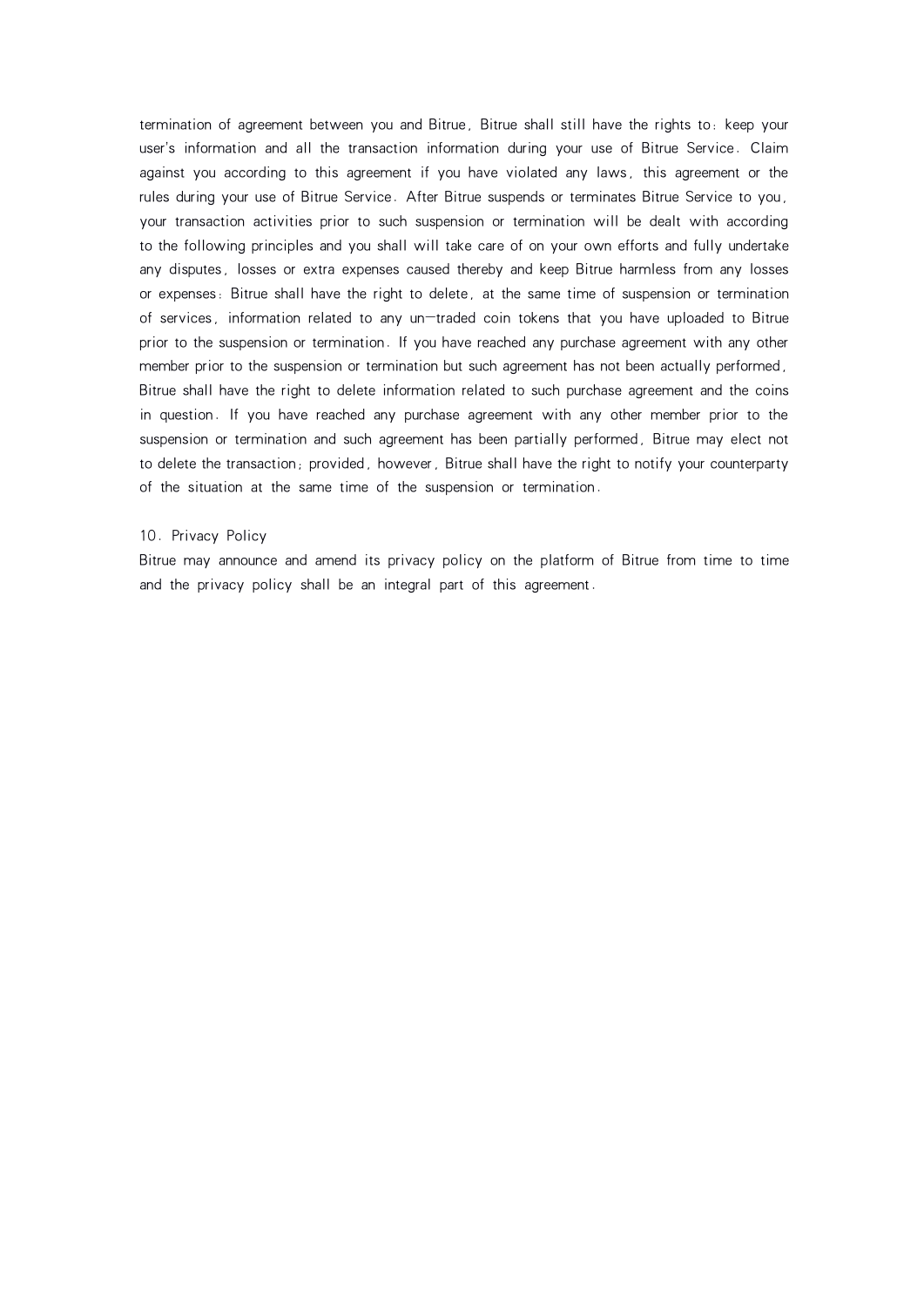termination of agreement between you and Bitrue, Bitrue shall still have the rights to: keep your user's information and all the transaction information during your use of Bitrue Service. Claim against you according to this agreement if you have violated any laws, this agreement or the rules during your use of Bitrue Service. After Bitrue suspends or terminates Bitrue Service to you, your transaction activities prior to such suspension or termination will be dealt with according to the following principles and you shall will take care of on your own efforts and fully undertake any disputes, losses or extra expenses caused thereby and keep Bitrue harmless from any losses or expenses: Bitrue shall have the right to delete, at the same time of suspension or termination of services, information related to any un-traded coin tokens that you have uploaded to Bitrue prior to the suspension or termination. If you have reached any purchase agreement with any other member prior to the suspension or termination but such agreement has not been actually performed, Bitrue shall have the right to delete information related to such purchase agreement and the coins in question. If you have reached any purchase agreement with any other member prior to the suspension or termination and such agreement has been partially performed, Bitrue may elect not to delete the transaction; provided, however, Bitrue shall have the right to notify your counterparty of the situation at the same time of the suspension or termination.

10. Privacy Policy

Bitrue may announce and amend its privacy policy on the platform of Bitrue from time to time and the privacy policy shall be an integral part of this agreement.